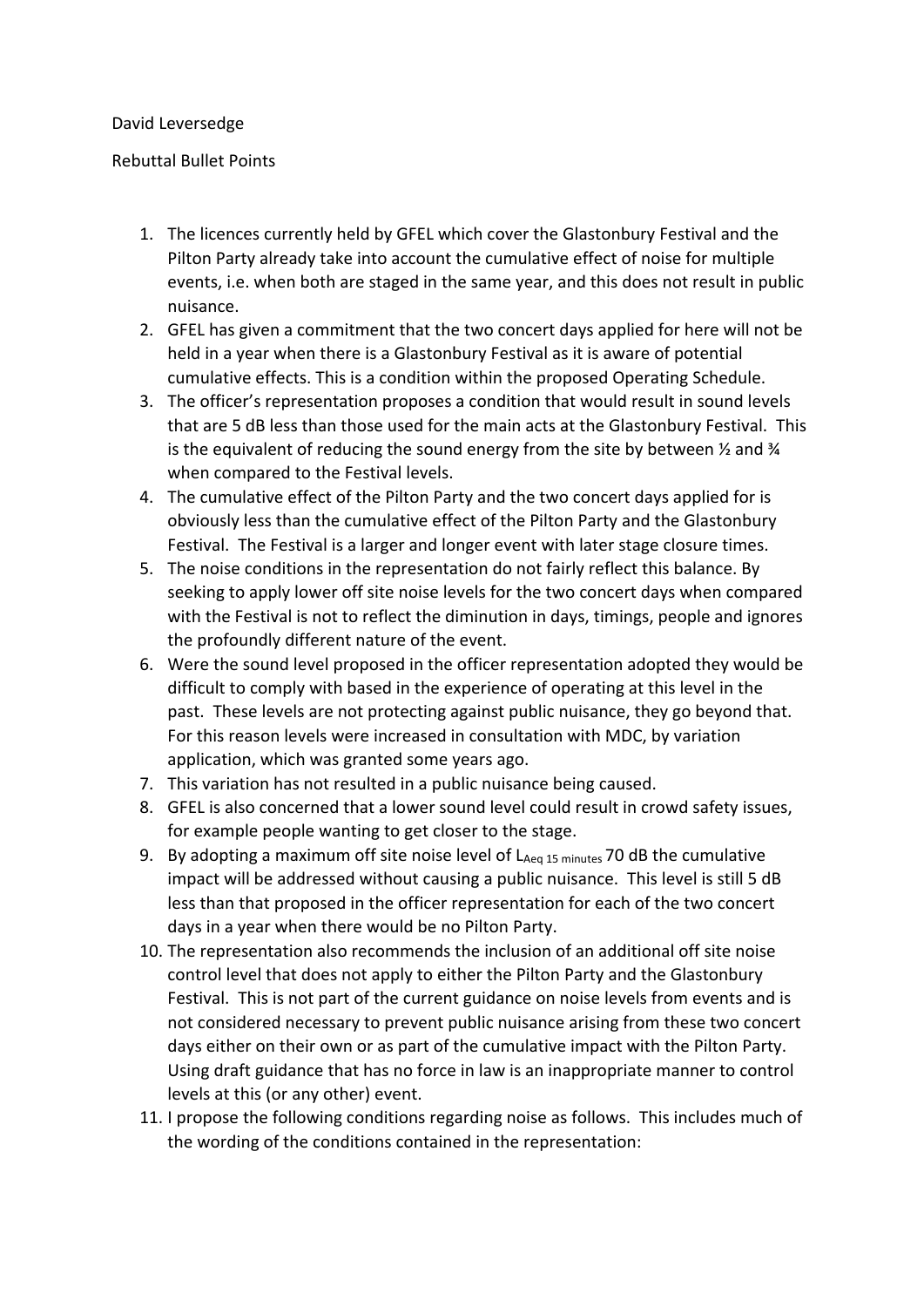David Leversedge

Rebuttal Bullet Points

1. The licences currently held by GFEL which cover the Glastonbury Festival and the Pilton Party already take into account the cumulative effect of noise for multiple events, i.e. when both are staged in the same year, and this does not result in public nuisance.
2. GFEL has given a commitment that the two concert days applied for here will not be held in a year when there is a Glastonbury Festival as it is aware of potential cumulative effects. This is a condition within the proposed Operating Schedule.
3. The officer's representation proposes a condition that would result in sound levels that are 5 dB less than those used for the main acts at the Glastonbury Festival. This is the equivalent of reducing the sound energy from the site by between ½ and ¾ when compared to the Festival levels.
4. The cumulative effect of the Pilton Party and the two concert days applied for is obviously less than the cumulative effect of the Pilton Party and the Glastonbury Festival. The Festival is a larger and longer event with later stage closure times.
5. The noise conditions in the representation do not fairly reflect this balance. By seeking to apply lower off site noise levels for the two concert days when compared with the Festival is not to reflect the diminution in days, timings, people and ignores the profoundly different nature of the event.
6. Were the sound level proposed in the officer representation adopted they would be difficult to comply with based in the experience of operating at this level in the past. These levels are not protecting against public nuisance, they go beyond that. For this reason levels were increased in consultation with MDC, by variation application, which was granted some years ago.
7. This variation has not resulted in a public nuisance being caused.
8. GFEL is also concerned that a lower sound level could result in crowd safety issues, for example people wanting to get closer to the stage.
9. By adopting a maximum off site noise level of $L_{Aeq\ 15\ minutes}$ 70 dB the cumulative impact will be addressed without causing a public nuisance. This level is still 5 dB less than that proposed in the officer representation for each of the two concert days in a year when there would be no Pilton Party.
10. The representation also recommends the inclusion of an additional off site noise control level that does not apply to either the Pilton Party and the Glastonbury Festival. This is not part of the current guidance on noise levels from events and is not considered necessary to prevent public nuisance arising from these two concert days either on their own or as part of the cumulative impact with the Pilton Party. Using draft guidance that has no force in law is an inappropriate manner to control levels at this (or any other) event.
11. I propose the following conditions regarding noise as follows. This includes much of the wording of the conditions contained in the representation: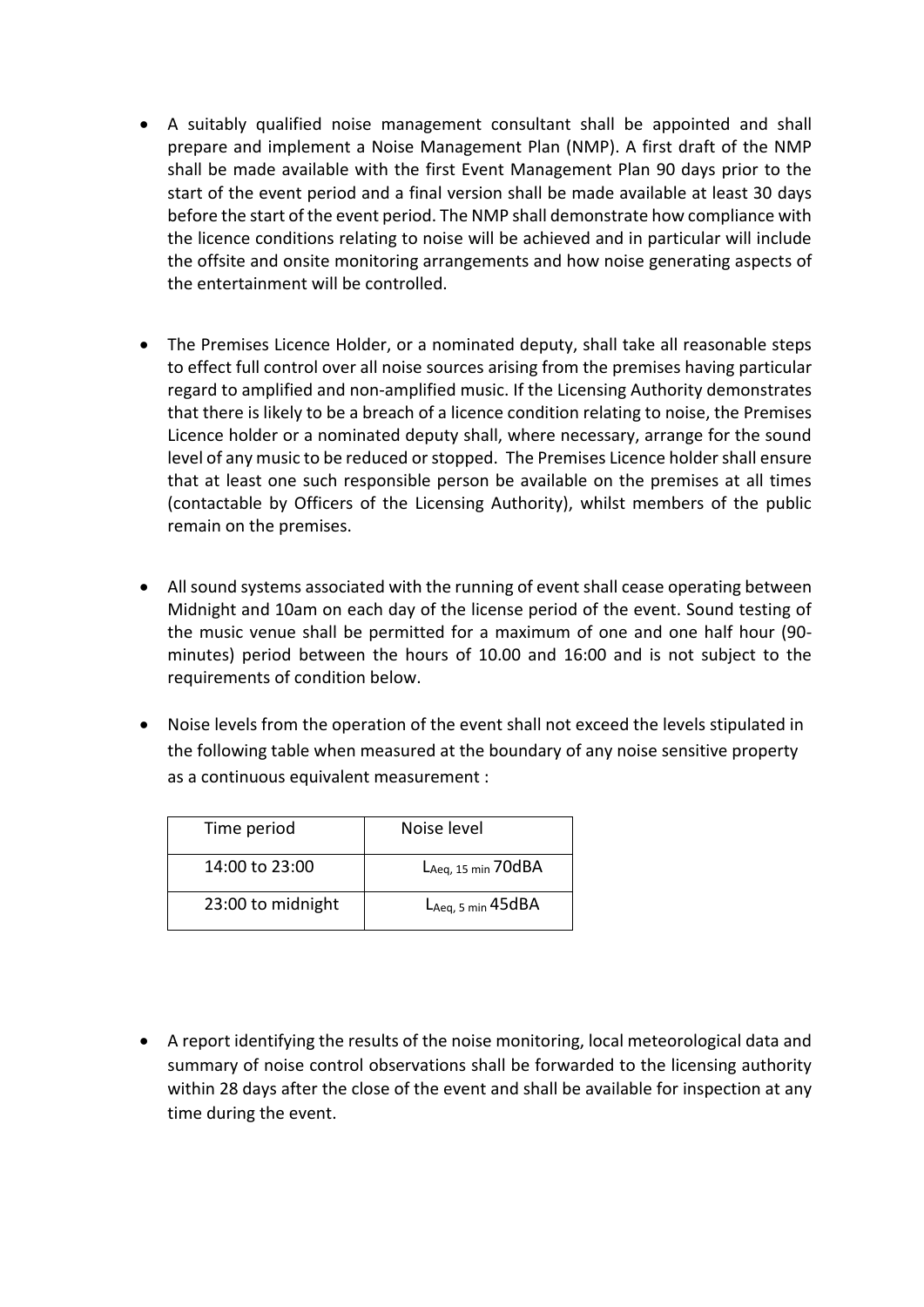- A suitably qualified noise management consultant shall be appointed and shall prepare and implement a Noise Management Plan (NMP). A first draft of the NMP shall be made available with the first Event Management Plan 90 days prior to the start of the event period and a final version shall be made available at least 30 days before the start of the event period. The NMP shall demonstrate how compliance with the licence conditions relating to noise will be achieved and in particular will include the offsite and onsite monitoring arrangements and how noise generating aspects of the entertainment will be controlled.

- The Premises Licence Holder, or a nominated deputy, shall take all reasonable steps to effect full control over all noise sources arising from the premises having particular regard to amplified and non-amplified music. If the Licensing Authority demonstrates that there is likely to be a breach of a licence condition relating to noise, the Premises Licence holder or a nominated deputy shall, where necessary, arrange for the sound level of any music to be reduced or stopped. The Premises Licence holder shall ensure that at least one such responsible person be available on the premises at all times (contactable by Officers of the Licensing Authority), whilst members of the public remain on the premises.

- All sound systems associated with the running of event shall cease operating between Midnight and 10am on each day of the license period of the event. Sound testing of the music venue shall be permitted for a maximum of one and one half hour (90-minutes) period between the hours of 10.00 and 16:00 and is not subject to the requirements of condition below.

- Noise levels from the operation of the event shall not exceed the levels stipulated in the following table when measured at the boundary of any noise sensitive property as a continuous equivalent measurement :

| Time period | Noise level |
|---|---|
| 14:00 to 23:00 | $L_{Aeq,\,15\,min}$ 70dBA |
| 23:00 to midnight | $L_{Aeq,\,5\,min}$ 45dBA |

- A report identifying the results of the noise monitoring, local meteorological data and summary of noise control observations shall be forwarded to the licensing authority within 28 days after the close of the event and shall be available for inspection at any time during the event.